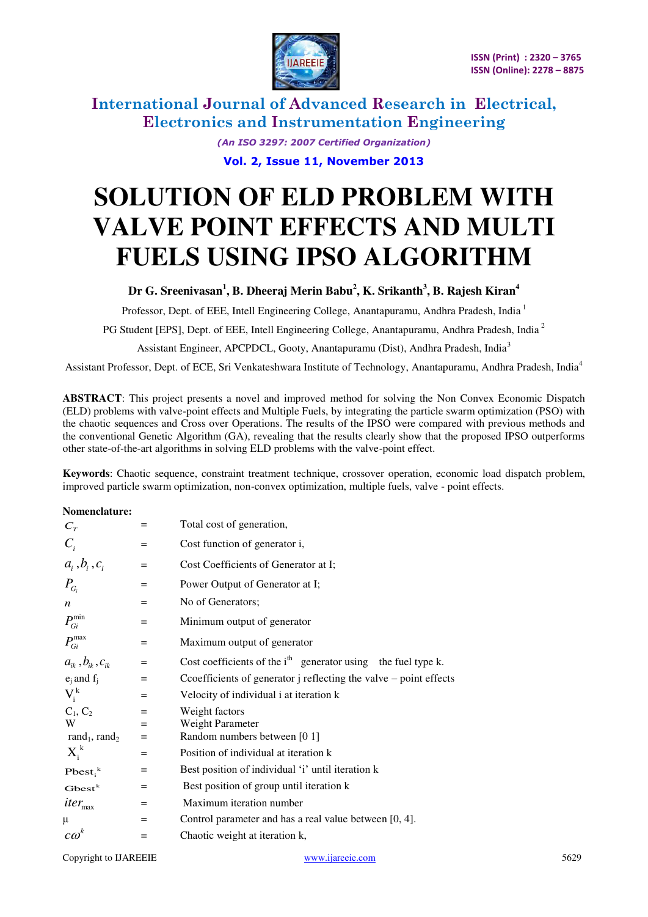# SOLUTION OF ELD PROBLEM WITH VALVE POINT EFFECTS AND MULTI FUELS USING IPSO ALGORITHM

**Dr G. Sreenivasan[1], B. Dheeraj Merin Babu[2], K. Srikanth[3], B. Rajesh Kiran[4]**

Professor, Dept. of EEE, Intell Engineering College, Anantapuramu, Andhra Pradesh, India [1]

PG Student [EPS], Dept. of EEE, Intell Engineering College, Anantapuramu, Andhra Pradesh, India [2]

Assistant Engineer, APCPDCL, Gooty, Anantapuramu (Dist), Andhra Pradesh, India[3]

Assistant Professor, Dept. of ECE, Sri Venkateshwara Institute of Technology, Anantapuramu, Andhra Pradesh, India[4]

**ABSTRACT**: This project presents a novel and improved method for solving the Non Convex Economic Dispatch (ELD) problems with valve-point effects and Multiple Fuels, by integrating the particle swarm optimization (PSO) with the chaotic sequences and Cross over Operations. The results of the IPSO were compared with previous methods and the conventional Genetic Algorithm (GA), revealing that the results clearly show that the proposed IPSO outperforms other state-of-the-art algorithms in solving ELD problems with the valve-point effect.

**Keywords**: Chaotic sequence, constraint treatment technique, crossover operation, economic load dispatch problem, improved particle swarm optimization, non-convex optimization, multiple fuels, valve - point effects.

**Nomenclature:**

| | | |
|---|---|---|
| $C_T$ | = | Total cost of generation, |
| $C_i$ | = | Cost function of generator i, |
| $a_i, b_i, c_i$ | = | Cost Coefficients of Generator at I; |
| $P_{G_i}$ | = | Power Output of Generator at I; |
| $n$ | = | No of Generators; |
| $P_{Gi}^{\min}$ | = | Minimum output of generator |
| $P_{Gi}^{\max}$ | = | Maximum output of generator |
| $a_{ik}, b_{ik}, c_{ik}$ | = | Cost coefficients of the $i^{th}$ generator using the fuel type k. |
| $e_j$ and $f_j$ | = | Ccoefficients of generator j reflecting the valve – point effects |
| $V_i^k$ | = | Velocity of individual i at iteration k |
| $C_1$, $C_2$ | = | Weight factors |
| W | = | Weight Parameter |
| $rand_1$, $rand_2$ | = | Random numbers between [0 1] |
| $X_i^k$ | = | Position of individual at iteration k |
| $Pbest_i^k$ | = | Best position of individual 'i' until iteration k |
| $Gbest^k$ | = | Best position of group until iteration k |
| $iter_{\max}$ | = | Maximum iteration number |
| μ | = | Control parameter and has a real value between [0, 4]. |
| $c\omega^k$ | = | Chaotic weight at iteration k, |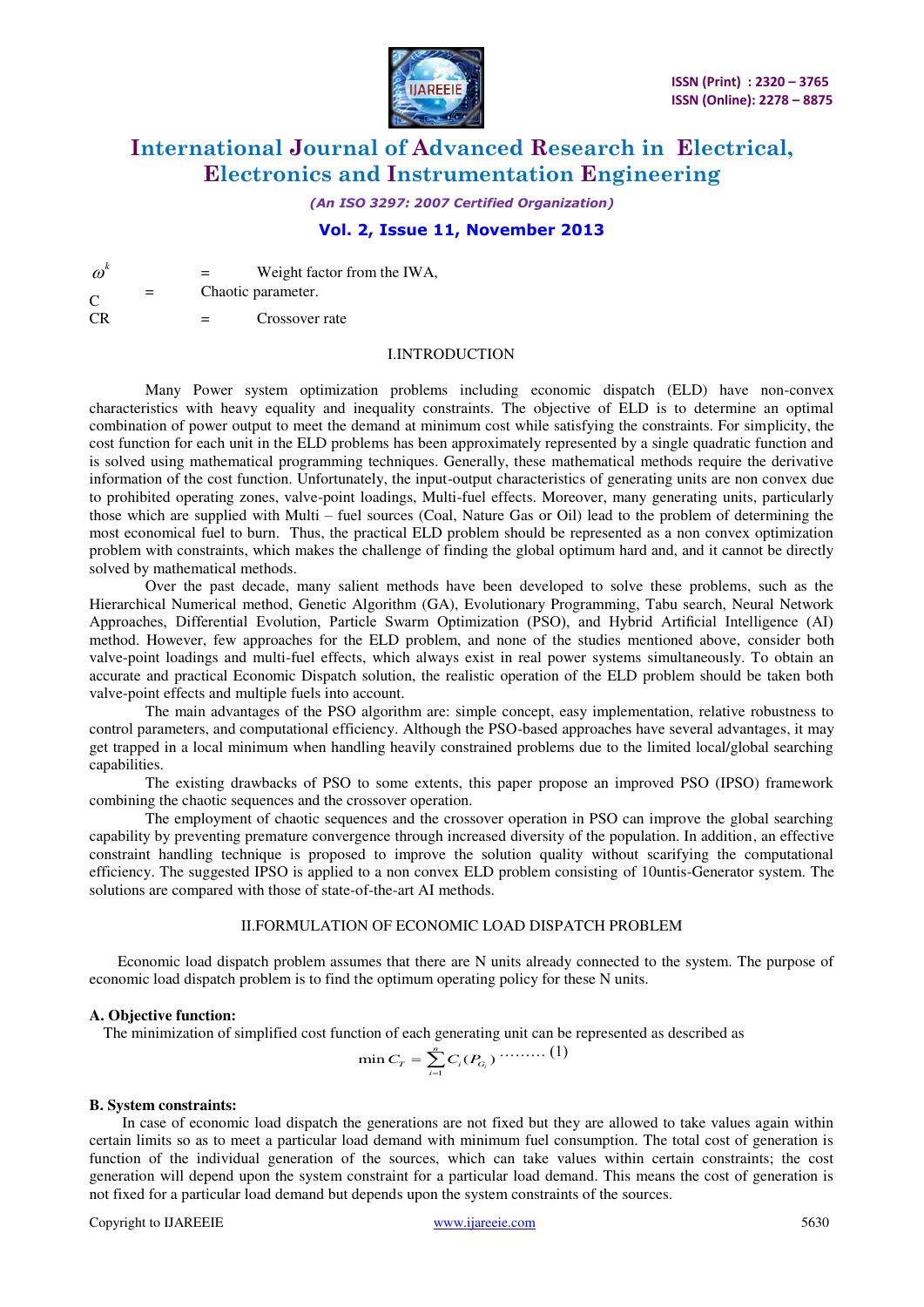| | | |
|---|---|---|
| $\omega^k$ | = | Weight factor from the IWA, |
| C | = | Chaotic parameter. |
| CR | = | Crossover rate |

## I.INTRODUCTION

Many Power system optimization problems including economic dispatch (ELD) have non-convex characteristics with heavy equality and inequality constraints. The objective of ELD is to determine an optimal combination of power output to meet the demand at minimum cost while satisfying the constraints. For simplicity, the cost function for each unit in the ELD problems has been approximately represented by a single quadratic function and is solved using mathematical programming techniques. Generally, these mathematical methods require the derivative information of the cost function. Unfortunately, the input-output characteristics of generating units are non convex due to prohibited operating zones, valve-point loadings, Multi-fuel effects. Moreover, many generating units, particularly those which are supplied with Multi – fuel sources (Coal, Nature Gas or Oil) lead to the problem of determining the most economical fuel to burn. Thus, the practical ELD problem should be represented as a non convex optimization problem with constraints, which makes the challenge of finding the global optimum hard and, and it cannot be directly solved by mathematical methods.

Over the past decade, many salient methods have been developed to solve these problems, such as the Hierarchical Numerical method, Genetic Algorithm (GA), Evolutionary Programming, Tabu search, Neural Network Approaches, Differential Evolution, Particle Swarm Optimization (PSO), and Hybrid Artificial Intelligence (AI) method. However, few approaches for the ELD problem, and none of the studies mentioned above, consider both valve-point loadings and multi-fuel effects, which always exist in real power systems simultaneously. To obtain an accurate and practical Economic Dispatch solution, the realistic operation of the ELD problem should be taken both valve-point effects and multiple fuels into account.

The main advantages of the PSO algorithm are: simple concept, easy implementation, relative robustness to control parameters, and computational efficiency. Although the PSO-based approaches have several advantages, it may get trapped in a local minimum when handling heavily constrained problems due to the limited local/global searching capabilities.

The existing drawbacks of PSO to some extents, this paper propose an improved PSO (IPSO) framework combining the chaotic sequences and the crossover operation.

The employment of chaotic sequences and the crossover operation in PSO can improve the global searching capability by preventing premature convergence through increased diversity of the population. In addition, an effective constraint handling technique is proposed to improve the solution quality without scarifying the computational efficiency. The suggested IPSO is applied to a non convex ELD problem consisting of 10untis-Generator system. The solutions are compared with those of state-of-the-art AI methods.

## II.FORMULATION OF ECONOMIC LOAD DISPATCH PROBLEM

Economic load dispatch problem assumes that there are N units already connected to the system. The purpose of economic load dispatch problem is to find the optimum operating policy for these N units.

### A. Objective function:

The minimization of simplified cost function of each generating unit can be represented as described as

$$\min C_T = \sum_{i=1}^{n} C_i(P_{G_i}) \quad \text{.........} (1)$$

### B. System constraints:

In case of economic load dispatch the generations are not fixed but they are allowed to take values again within certain limits so as to meet a particular load demand with minimum fuel consumption. The total cost of generation is function of the individual generation of the sources, which can take values within certain constraints; the cost generation will depend upon the system constraint for a particular load demand. This means the cost of generation is not fixed for a particular load demand but depends upon the system constraints of the sources.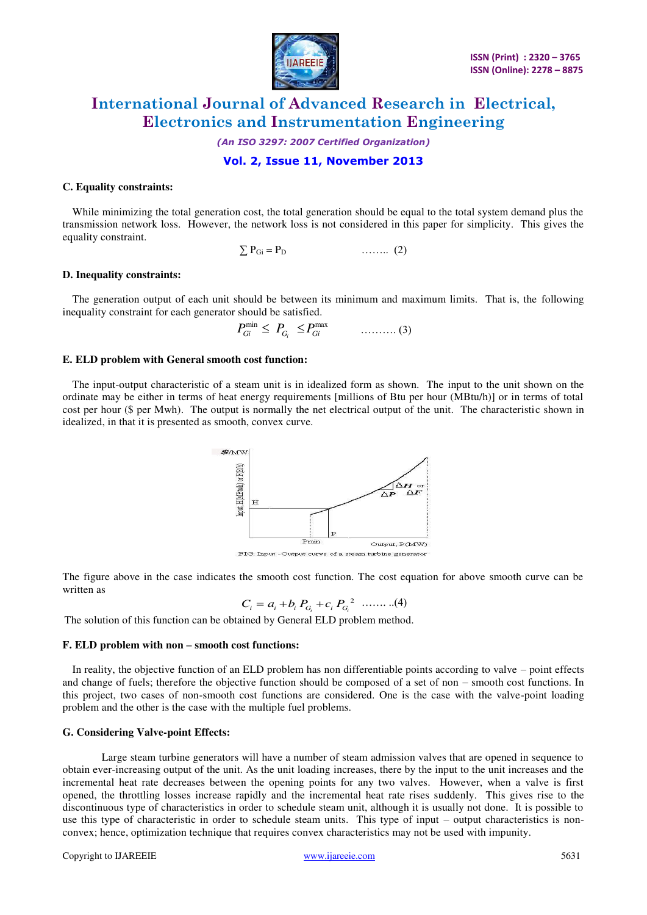### C. Equality constraints:

While minimizing the total generation cost, the total generation should be equal to the total system demand plus the transmission network loss. However, the network loss is not considered in this paper for simplicity. This gives the equality constraint.

$$\sum P_{Gi} = P_D \quad \text{........ (2)}$$

### D. Inequality constraints:

The generation output of each unit should be between its minimum and maximum limits. That is, the following inequality constraint for each generator should be satisfied.

$$P_{Gi}^{\min} \leq P_{G_i} \leq P_{Gi}^{\max} \quad \text{.......... (3)}$$

### E. ELD problem with General smooth cost function:

The input-output characteristic of a steam unit is in idealized form as shown. The input to the unit shown on the ordinate may be either in terms of heat energy requirements [millions of Btu per hour (MBtu/h)] or in terms of total cost per hour ($ per Mwh). The output is normally the net electrical output of the unit. The characteristic shown in idealized, in that it is presented as smooth, convex curve.

FIG: Input -Output curve of a steam turbine generator

The figure above in the case indicates the smooth cost function. The cost equation for above smooth curve can be written as

$$C_i = a_i + b_i P_{G_i} + c_i P_{G_i}^2 \quad \text{....... ..(4)}$$

The solution of this function can be obtained by General ELD problem method.

### F. ELD problem with non – smooth cost functions:

In reality, the objective function of an ELD problem has non differentiable points according to valve – point effects and change of fuels; therefore the objective function should be composed of a set of non – smooth cost functions. In this project, two cases of non-smooth cost functions are considered. One is the case with the valve-point loading problem and the other is the case with the multiple fuel problems.

### G. Considering Valve-point Effects:

Large steam turbine generators will have a number of steam admission valves that are opened in sequence to obtain ever-increasing output of the unit. As the unit loading increases, there by the input to the unit increases and the incremental heat rate decreases between the opening points for any two valves. However, when a valve is first opened, the throttling losses increase rapidly and the incremental heat rate rises suddenly. This gives rise to the discontinuous type of characteristics in order to schedule steam unit, although it is usually not done. It is possible to use this type of characteristic in order to schedule steam units. This type of input – output characteristics is non-convex; hence, optimization technique that requires convex characteristics may not be used with impunity.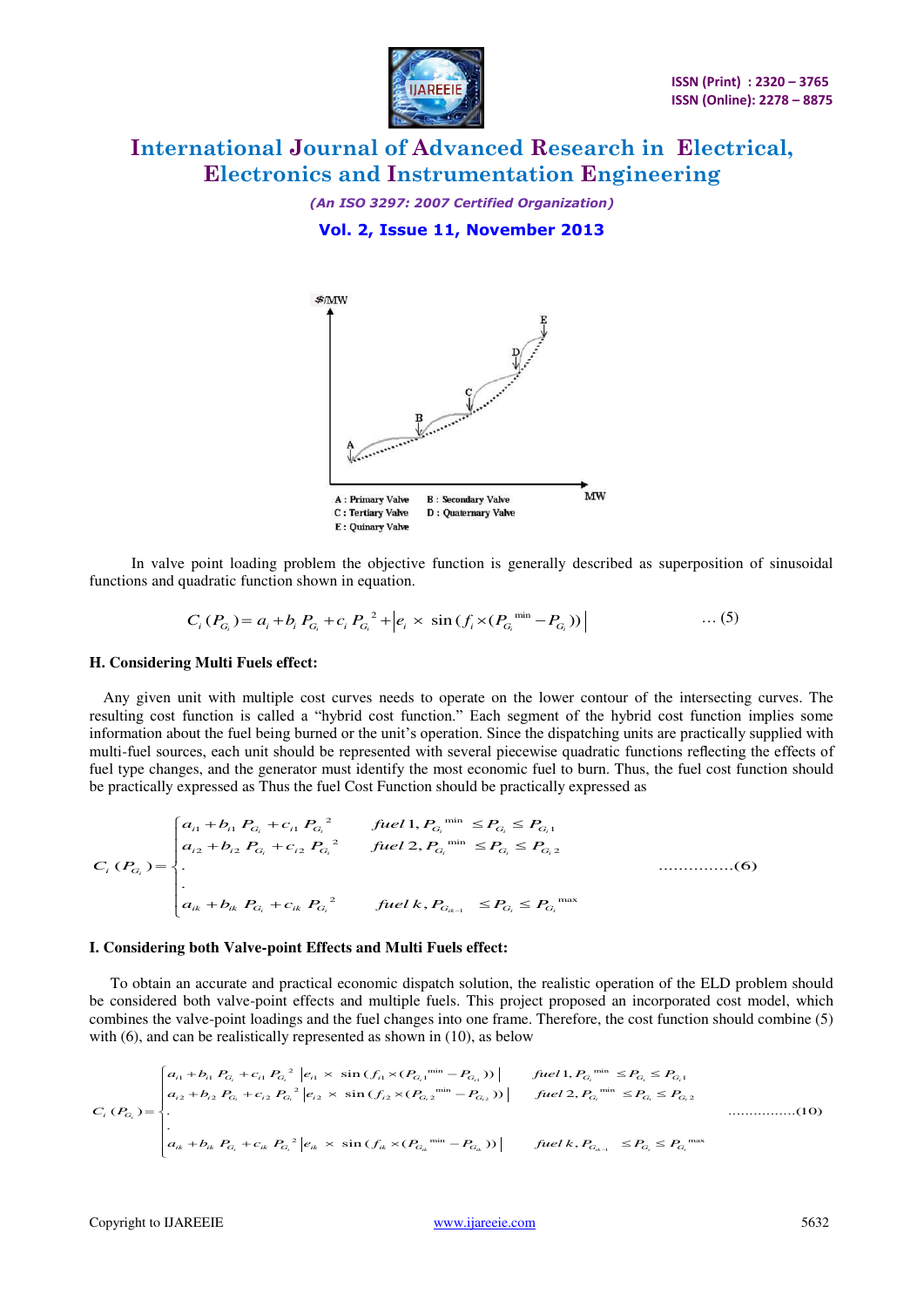A : Primary Valve B : Secondary Valve
C : Tertiary Valve D : Quaternary Valve
E : Quinary Valve

In valve point loading problem the objective function is generally described as superposition of sinusoidal functions and quadratic function shown in equation.

$$C_i(P_{G_i}) = a_i + b_i P_{G_i} + c_i P_{G_i}^{\ 2} + \left| e_i \times \sin(f_i \times (P_{G_i}^{\min} - P_{G_i})) \right| \qquad \ldots (5)$$

### H. Considering Multi Fuels effect:

Any given unit with multiple cost curves needs to operate on the lower contour of the intersecting curves. The resulting cost function is called a "hybrid cost function." Each segment of the hybrid cost function implies some information about the fuel being burned or the unit's operation. Since the dispatching units are practically supplied with multi-fuel sources, each unit should be represented with several piecewise quadratic functions reflecting the effects of fuel type changes, and the generator must identify the most economic fuel to burn. Thus, the fuel cost function should be practically expressed as Thus the fuel Cost Function should be practically expressed as

$$C_i(P_{G_i}) = \begin{cases} a_{i1} + b_{i1} P_{G_i} + c_{i1} P_{G_i}^{\ 2} & fuel\ 1, P_{G_i}^{\min} \le P_{G_i} \le P_{G_i 1} \\ a_{i2} + b_{i2} P_{G_i} + c_{i2} P_{G_i}^{\ 2} & fuel\ 2, P_{G_i}^{\min} \le P_{G_i} \le P_{G_i 2} \\ . & \\ . & \\ a_{ik} + b_{ik} P_{G_i} + c_{ik} P_{G_i}^{\ 2} & fuel\ k, P_{G_{ik-1}} \le P_{G_i} \le P_{G_i}^{\max} \end{cases} \qquad \ldots\ldots\ldots\ldots\ldots(6)$$

### I. Considering both Valve-point Effects and Multi Fuels effect:

To obtain an accurate and practical economic dispatch solution, the realistic operation of the ELD problem should be considered both valve-point effects and multiple fuels. This project proposed an incorporated cost model, which combines the valve-point loadings and the fuel changes into one frame. Therefore, the cost function should combine (5) with (6), and can be realistically represented as shown in (10), as below

$$C_i(P_{G_i}) = \begin{cases} a_{i1} + b_{i1} P_{G_i} + c_{i1} P_{G_i}^{\ 2} \left| e_{i1} \times \sin(f_{i1} \times (P_{G_i 1}^{\min} - P_{G_{i1}})) \right| & fuel\ 1, P_{G_i}^{\min} \le P_{G_i} \le P_{G_i 1} \\ a_{i2} + b_{i2} P_{G_i} + c_{i2} P_{G_i}^{\ 2} \left| e_{i2} \times \sin(f_{i2} \times (P_{G_i 2}^{\min} - P_{G_{i2}})) \right| & fuel\ 2, P_{G_i}^{\min} \le P_{G_i} \le P_{G_i 2} \\ . & \\ . & \\ a_{ik} + b_{ik} P_{G_i} + c_{ik} P_{G_i}^{\ 2} \left| e_{ik} \times \sin(f_{ik} \times (P_{G_{ik}}^{\min} - P_{G_{ik}})) \right| & fuel\ k, P_{G_{ik-1}} \le P_{G_i} \le P_{G_i}^{\max} \end{cases} \qquad \ldots\ldots\ldots\ldots\ldots(10)$$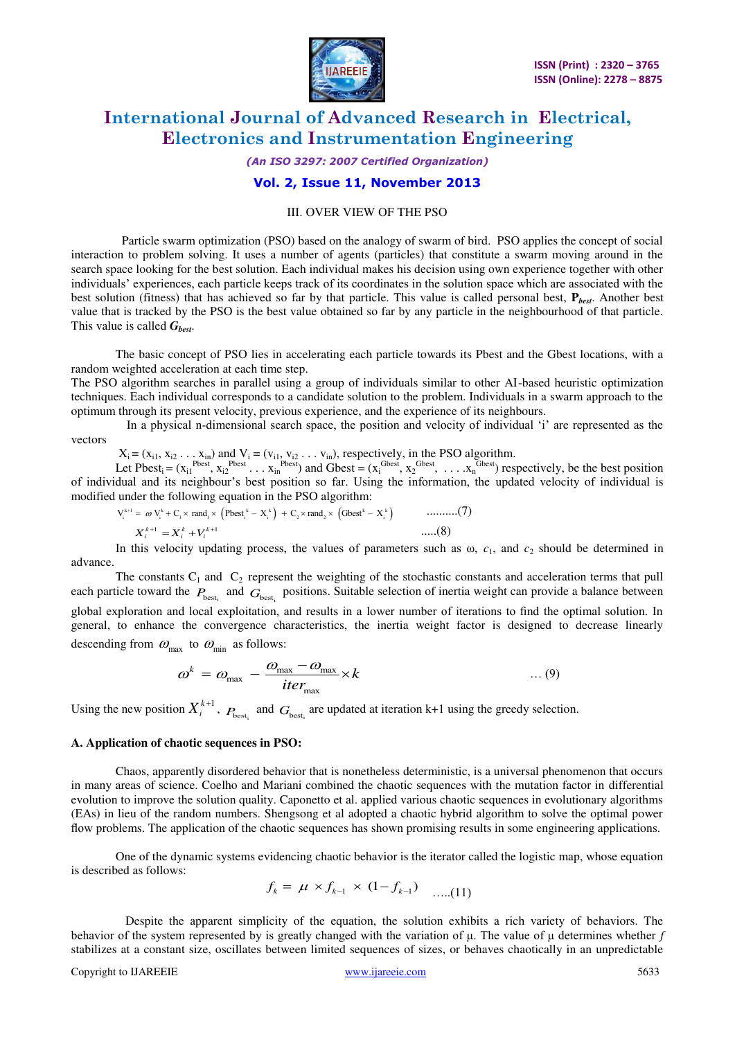III. OVER VIEW OF THE PSO

Particle swarm optimization (PSO) based on the analogy of swarm of bird. PSO applies the concept of social interaction to problem solving. It uses a number of agents (particles) that constitute a swarm moving around in the search space looking for the best solution. Each individual makes his decision using own experience together with other individuals' experiences, each particle keeps track of its coordinates in the solution space which are associated with the best solution (fitness) that has achieved so far by that particle. This value is called personal best, $\mathbf{P}_{best}$. Another best value that is tracked by the PSO is the best value obtained so far by any particle in the neighbourhood of that particle. This value is called $G_{best}$.

The basic concept of PSO lies in accelerating each particle towards its Pbest and the Gbest locations, with a random weighted acceleration at each time step.

The PSO algorithm searches in parallel using a group of individuals similar to other AI-based heuristic optimization techniques. Each individual corresponds to a candidate solution to the problem. Individuals in a swarm approach to the optimum through its present velocity, previous experience, and the experience of its neighbours.

In a physical n-dimensional search space, the position and velocity of individual 'i' are represented as the vectors

$X_i = (x_{i1}, x_{i2} \ldots x_{in})$ and $V_i = (v_{i1}, v_{i2} \ldots v_{in})$, respectively, in the PSO algorithm.

Let $\text{Pbest}_i = (x_{i1}^{\text{Pbest}}, x_{i2}^{\text{Pbest}} \ldots x_{in}^{\text{Pbest}})$ and $\text{Gbest} = (x_i^{\text{Gbest}}, x_2^{\text{Gbest}}, \ldots x_n^{\text{Gbest}})$ respectively, be the best position of individual and its neighbour's best position so far. Using the information, the updated velocity of individual is modified under the following equation in the PSO algorithm:

$$V_i^{k+1} = \omega V_i^k + C_1 \times \text{rand}_1 \times \left(\text{Pbest}_i^k - X_i^k\right) + C_2 \times \text{rand}_2 \times \left(\text{Gbest}^k - X_i^k\right) \qquad \text{..........(7)}$$

$$X_i^{k+1} = X_i^k + V_i^{k+1} \qquad \text{.....(8)}$$

In this velocity updating process, the values of parameters such as ω, $c_1$, and $c_2$ should be determined in advance.

The constants $C_1$ and $C_2$ represent the weighting of the stochastic constants and acceleration terms that pull each particle toward the $P_{\text{best}_i}$ and $G_{\text{best}_i}$ positions. Suitable selection of inertia weight can provide a balance between global exploration and local exploitation, and results in a lower number of iterations to find the optimal solution. In general, to enhance the convergence characteristics, the inertia weight factor is designed to decrease linearly descending from $\omega_{\max}$ to $\omega_{\min}$ as follows:

$$\omega^k = \omega_{\max} - \frac{\omega_{\max} - \omega_{\max}}{iter_{\max}} \times k \qquad \ldots (9)$$

Using the new position $X_i^{k+1}$, $P_{\text{best}_i}$ and $G_{\text{best}_i}$ are updated at iteration k+1 using the greedy selection.

**A. Application of chaotic sequences in PSO:**

Chaos, apparently disordered behavior that is nonetheless deterministic, is a universal phenomenon that occurs in many areas of science. Coelho and Mariani combined the chaotic sequences with the mutation factor in differential evolution to improve the solution quality. Caponetto et al. applied various chaotic sequences in evolutionary algorithms (EAs) in lieu of the random numbers. Shengsong et al adopted a chaotic hybrid algorithm to solve the optimal power flow problems. The application of the chaotic sequences has shown promising results in some engineering applications.

One of the dynamic systems evidencing chaotic behavior is the iterator called the logistic map, whose equation is described as follows:

$$f_k = \mu \times f_{k-1} \times (1 - f_{k-1}) \qquad \text{.....(11)}$$

Despite the apparent simplicity of the equation, the solution exhibits a rich variety of behaviors. The behavior of the system represented by is greatly changed with the variation of μ. The value of μ determines whether $f$ stabilizes at a constant size, oscillates between limited sequences of sizes, or behaves chaotically in an unpredictable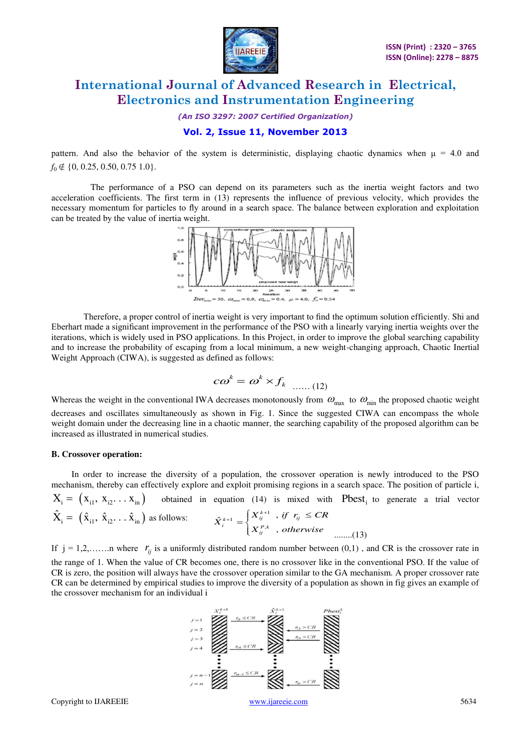pattern. And also the behavior of the system is deterministic, displaying chaotic dynamics when $\mu = 4.0$ and $f_0 \notin \{0, 0.25, 0.50, 0.75\ 1.0\}$.

The performance of a PSO can depend on its parameters such as the inertia weight factors and two acceleration coefficients. The first term in (13) represents the influence of previous velocity, which provides the necessary momentum for particles to fly around in a search space. The balance between exploration and exploitation can be treated by the value of inertia weight.

$Iter_{max} = 50,\ \omega_{max} = 0.9,\ \omega_{min} = 0.4,\ \mu = 4.0,\ f_0 = 0.54$

Therefore, a proper control of inertia weight is very important to find the optimum solution efficiently. Shi and Eberhart made a significant improvement in the performance of the PSO with a linearly varying inertia weights over the iterations, which is widely used in PSO applications. In this Project, in order to improve the global searching capability and to increase the probability of escaping from a local minimum, a new weight-changing approach, Chaotic Inertial Weight Approach (CIWA), is suggested as defined as follows:

$$c\omega^k = \omega^k \times f_k \quad \ldots\ldots (12)$$

Whereas the weight in the conventional IWA decreases monotonously from $\omega_{max}$ to $\omega_{min}$ the proposed chaotic weight decreases and oscillates simultaneously as shown in Fig. 1. Since the suggested CIWA can encompass the whole weight domain under the decreasing line in a chaotic manner, the searching capability of the proposed algorithm can be increased as illustrated in numerical studies.

**B. Crossover operation:**

In order to increase the diversity of a population, the crossover operation is newly introduced to the PSO mechanism, thereby can effectively explore and exploit promising regions in a search space. The position of particle i, $X_i = (x_{i1}, x_{i2} \ldots x_{in})$ obtained in equation (14) is mixed with $Pbest_i$ to generate a trial vector $\hat{X}_i = (\hat{x}_{i1}, \hat{x}_{i2} \ldots \hat{x}_{in})$ as follows:

$$\hat{X}_i^{k+1} = \begin{cases} X_{ij}^{k+1} & , \text{ if } r_{ij} \leq CR \\ X_{ij}^{P,k} & , \text{ otherwise} \end{cases} \quad \ldots\ldots(13)$$

If $j = 1,2,\ldots\ldots n$ where $r_{ij}$ is a uniformly distributed random number between (0,1) , and CR is the crossover rate in the range of 1. When the value of CR becomes one, there is no crossover like in the conventional PSO. If the value of CR is zero, the position will always have the crossover operation similar to the GA mechanism. A proper crossover rate CR can be determined by empirical studies to improve the diversity of a population as shown in fig gives an example of the crossover mechanism for an individual i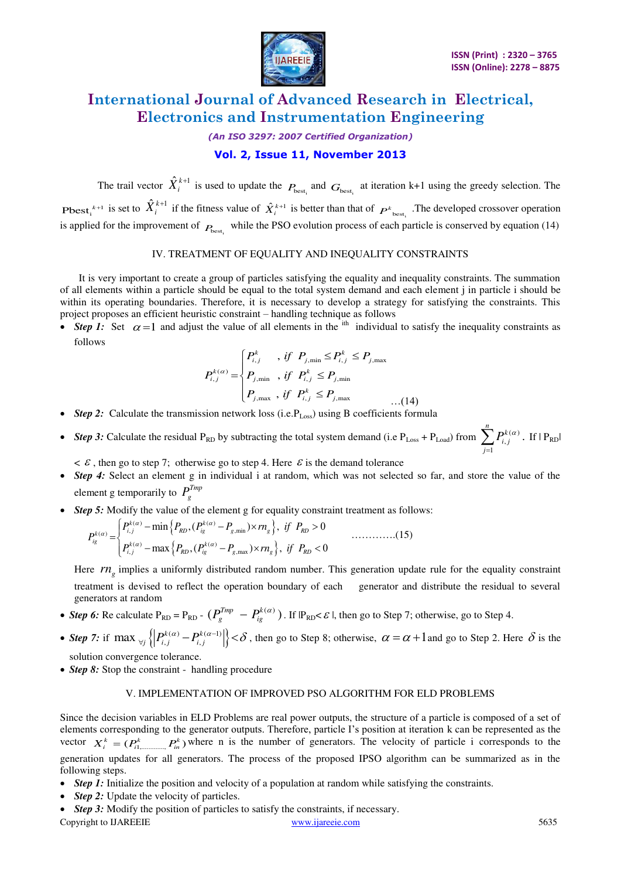The trail vector $\hat{X}_i^{k+1}$ is used to update the $P_{\text{best}_i}$ and $G_{\text{best}_i}$ at iteration k+1 using the greedy selection. The $\text{Pbest}_i^{k+1}$ is set to $\hat{X}_i^{k+1}$ if the fitness value of $\hat{X}_i^{k+1}$ is better than that of $P^k_{\text{best}_i}$ .The developed crossover operation is applied for the improvement of $P_{\text{best}_i}$ while the PSO evolution process of each particle is conserved by equation (14)

## IV. TREATMENT OF EQUALITY AND INEQUALITY CONSTRAINTS

It is very important to create a group of particles satisfying the equality and inequality constraints. The summation of all elements within a particle should be equal to the total system demand and each element j in particle i should be within its operating boundaries. Therefore, it is necessary to develop a strategy for satisfying the constraints. This project proposes an efficient heuristic constraint – handling technique as follows

- ***Step 1:*** Set $\alpha = 1$ and adjust the value of all elements in the $^{\text{ith}}$ individual to satisfy the inequality constraints as follows

$$P_{i,j}^{k(\alpha)} = \begin{cases} P_{i,j}^k & , \text{ if } P_{j,\min} \le P_{i,j}^k \le P_{j,\max} \\ P_{j,\min} & , \text{ if } P_{i,j}^k \le P_{j,\min} \\ P_{j,\max} & , \text{ if } P_{i,j}^k \le P_{j,\max} \end{cases} \quad \ldots(14)$$

- ***Step 2:*** Calculate the transmission network loss (i.e.$P_{Loss}$) using B coefficients formula
- ***Step 3:*** Calculate the residual $P_{RD}$ by subtracting the total system demand (i.e $P_{Loss} + P_{Load}$) from $\sum_{j=1}^{n} P_{i,j}^{k(\alpha)}$. If $|P_{RD}| < \varepsilon$ , then go to step 7; otherwise go to step 4. Here $\varepsilon$ is the demand tolerance
- ***Step 4:*** Select an element g in individual i at random, which was not selected so far, and store the value of the element g temporarily to $P_g^{Tmp}$
- ***Step 5:*** Modify the value of the element g for equality constraint treatment as follows:

$$P_{ig}^{k(\alpha)} = \begin{cases} P_{i,j}^{k(\alpha)} - \min\left\{P_{RD}, (P_{ig}^{k(\alpha)} - P_{g,\min}) \times rn_g\right\}, \text{ if } P_{RD} > 0 \\ P_{i,j}^{k(\alpha)} - \max\left\{P_{RD}, (P_{ig}^{k(\alpha)} - P_{g,\max}) \times rn_g\right\}, \text{ if } P_{RD} < 0 \end{cases} \quad \ldots\ldots\ldots\ldots(15)$$

  Here $rn_g$ implies a uniformly distributed random number. This generation update rule for the equality constraint treatment is devised to reflect the operation boundary of each generator and distribute the residual to several generators at random
- ***Step 6:*** Re calculate $P_{RD} = P_{RD} - (P_g^{Tmp} - P_{ig}^{k(\alpha)})$. If $|P_{RD} < \varepsilon|$, then go to Step 7; otherwise, go to Step 4.
- ***Step 7:*** if $\max_{\forall j}\left\{\left|P_{i,j}^{k(\alpha)} - P_{i,j}^{k(\alpha-1)}\right|\right\} < \delta$ , then go to Step 8; otherwise, $\alpha = \alpha + 1$ and go to Step 2. Here $\delta$ is the solution convergence tolerance.
- ***Step 8:*** Stop the constraint - handling procedure

## V. IMPLEMENTATION OF IMPROVED PSO ALGORITHM FOR ELD PROBLEMS

Since the decision variables in ELD Problems are real power outputs, the structure of a particle is composed of a set of elements corresponding to the generator outputs. Therefore, particle I's position at iteration k can be represented as the vector $X_i^k = (P_{i1,\ldots\ldots\ldots}^k P_{in}^k)$ where n is the number of generators. The velocity of particle i corresponds to the generation updates for all generators. The process of the proposed IPSO algorithm can be summarized as in the following steps.

- ***Step 1:*** Initialize the position and velocity of a population at random while satisfying the constraints.
- ***Step 2:*** Update the velocity of particles.
- ***Step 3:*** Modify the position of particles to satisfy the constraints, if necessary.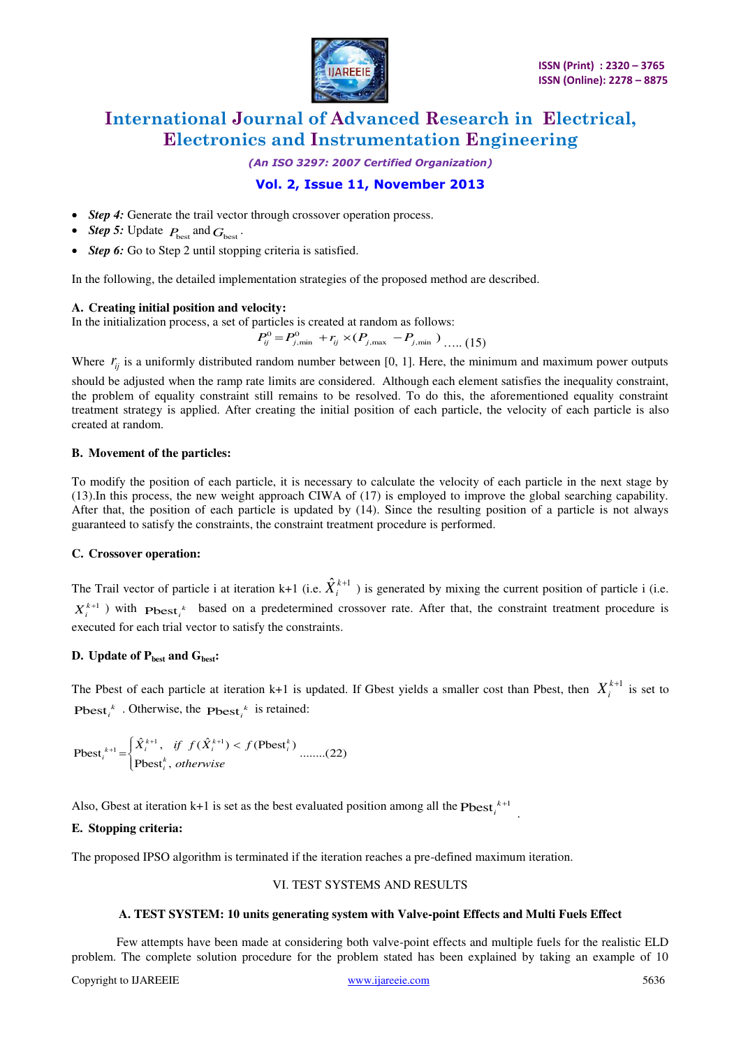- ***Step 4:*** Generate the trail vector through crossover operation process.
- ***Step 5:*** Update $P_{best}$ and $G_{best}$.
- ***Step 6:*** Go to Step 2 until stopping criteria is satisfied.

In the following, the detailed implementation strategies of the proposed method are described.

**A. Creating initial position and velocity:**

In the initialization process, a set of particles is created at random as follows:

$$P_{ij}^{0} = P_{j,\min}^{0} + r_{ij} \times (P_{j,\max} - P_{j,\min}) \quad \text{..... (15)}$$

Where $r_{ij}$ is a uniformly distributed random number between [0, 1]. Here, the minimum and maximum power outputs should be adjusted when the ramp rate limits are considered. Although each element satisfies the inequality constraint, the problem of equality constraint still remains to be resolved. To do this, the aforementioned equality constraint treatment strategy is applied. After creating the initial position of each particle, the velocity of each particle is also created at random.

**B. Movement of the particles:**

To modify the position of each particle, it is necessary to calculate the velocity of each particle in the next stage by (13).In this process, the new weight approach CIWA of (17) is employed to improve the global searching capability. After that, the position of each particle is updated by (14). Since the resulting position of a particle is not always guaranteed to satisfy the constraints, the constraint treatment procedure is performed.

**C. Crossover operation:**

The Trail vector of particle i at iteration k+1 (i.e. $\hat{X}_i^{k+1}$ ) is generated by mixing the current position of particle i (i.e. $X_i^{k+1}$ ) with $\text{Pbest}_i^{k}$ based on a predetermined crossover rate. After that, the constraint treatment procedure is executed for each trial vector to satisfy the constraints.

**D. Update of $P_{best}$ and $G_{best}$:**

The Pbest of each particle at iteration k+1 is updated. If Gbest yields a smaller cost than Pbest, then $X_i^{k+1}$ is set to $\text{Pbest}_i^{k}$ . Otherwise, the $\text{Pbest}_i^{k}$ is retained:

$$\text{Pbest}_i^{k+1} = \begin{cases} \hat{X}_i^{k+1}, & \text{if } f(\hat{X}_i^{k+1}) < f(\text{Pbest}_i^{k}) \\ \text{Pbest}_i^{k}, & \text{otherwise} \end{cases} \quad \text{........(22)}$$

Also, Gbest at iteration k+1 is set as the best evaluated position among all the $\text{Pbest}_i^{k+1}$ .

**E. Stopping criteria:**

The proposed IPSO algorithm is terminated if the iteration reaches a pre-defined maximum iteration.

## VI. TEST SYSTEMS AND RESULTS

### A. TEST SYSTEM: 10 units generating system with Valve-point Effects and Multi Fuels Effect

Few attempts have been made at considering both valve-point effects and multiple fuels for the realistic ELD problem. The complete solution procedure for the problem stated has been explained by taking an example of 10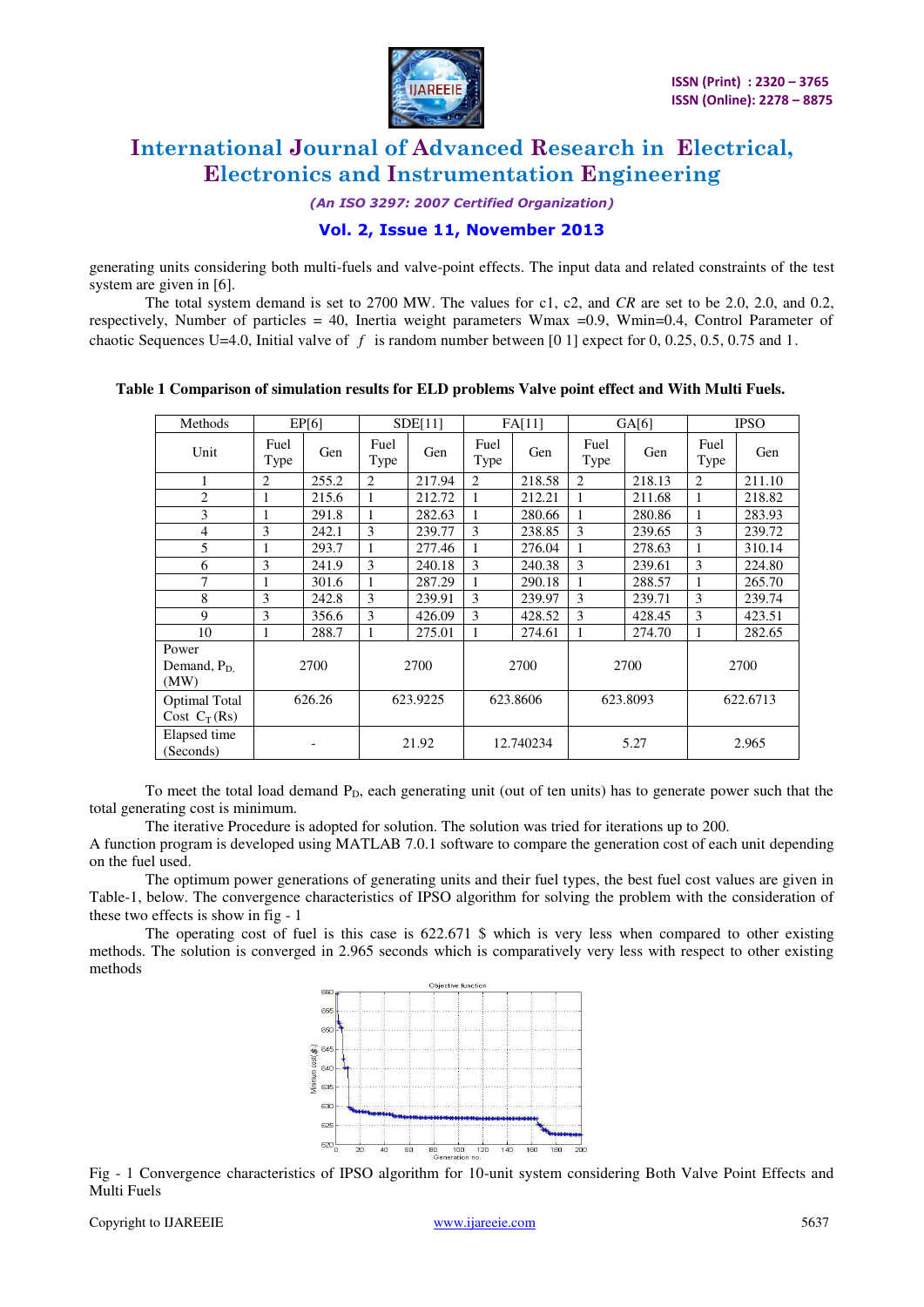generating units considering both multi-fuels and valve-point effects. The input data and related constraints of the test system are given in [6].

The total system demand is set to 2700 MW. The values for c1, c2, and *CR* are set to be 2.0, 2.0, and 0.2, respectively, Number of particles = 40, Inertia weight parameters Wmax =0.9, Wmin=0.4, Control Parameter of chaotic Sequences U=4.0, Initial valve of $f$ is random number between [0 1] expect for 0, 0.25, 0.5, 0.75 and 1.

**Table 1 Comparison of simulation results for ELD problems Valve point effect and With Multi Fuels.**

| Methods | EP[6] | | SDE[11] | | FA[11] | | GA[6] | | IPSO | |
|---|---|---|---|---|---|---|---|---|---|---|
| Unit | Fuel Type | Gen | Fuel Type | Gen | Fuel Type | Gen | Fuel Type | Gen | Fuel Type | Gen |
| 1 | 2 | 255.2 | 2 | 217.94 | 2 | 218.58 | 2 | 218.13 | 2 | 211.10 |
| 2 | 1 | 215.6 | 1 | 212.72 | 1 | 212.21 | 1 | 211.68 | 1 | 218.82 |
| 3 | 1 | 291.8 | 1 | 282.63 | 1 | 280.66 | 1 | 280.86 | 1 | 283.93 |
| 4 | 3 | 242.1 | 3 | 239.77 | 3 | 238.85 | 3 | 239.65 | 3 | 239.72 |
| 5 | 1 | 293.7 | 1 | 277.46 | 1 | 276.04 | 1 | 278.63 | 1 | 310.14 |
| 6 | 3 | 241.9 | 3 | 240.18 | 3 | 240.38 | 3 | 239.61 | 3 | 224.80 |
| 7 | 1 | 301.6 | 1 | 287.29 | 1 | 290.18 | 1 | 288.57 | 1 | 265.70 |
| 8 | 3 | 242.8 | 3 | 239.91 | 3 | 239.97 | 3 | 239.71 | 3 | 239.74 |
| 9 | 3 | 356.6 | 3 | 426.09 | 3 | 428.52 | 3 | 428.45 | 3 | 423.51 |
| 10 | 1 | 288.7 | 1 | 275.01 | 1 | 274.61 | 1 | 274.70 | 1 | 282.65 |
| Power Demand, $P_D$ (MW) | 2700 | | 2700 | | 2700 | | 2700 | | 2700 | |
| Optimal Total Cost $C_T$ (Rs) | 626.26 | | 623.9225 | | 623.8606 | | 623.8093 | | 622.6713 | |
| Elapsed time (Seconds) | - | | 21.92 | | 12.740234 | | 5.27 | | 2.965 | |

To meet the total load demand $P_D$, each generating unit (out of ten units) has to generate power such that the total generating cost is minimum.

The iterative Procedure is adopted for solution. The solution was tried for iterations up to 200.

A function program is developed using MATLAB 7.0.1 software to compare the generation cost of each unit depending on the fuel used.

The optimum power generations of generating units and their fuel types, the best fuel cost values are given in Table-1, below. The convergence characteristics of IPSO algorithm for solving the problem with the consideration of these two effects is show in fig - 1

The operating cost of fuel is this case is 622.671 \$ which is very less when compared to other existing methods. The solution is converged in 2.965 seconds which is comparatively very less with respect to other existing methods

Fig - 1 Convergence characteristics of IPSO algorithm for 10-unit system considering Both Valve Point Effects and Multi Fuels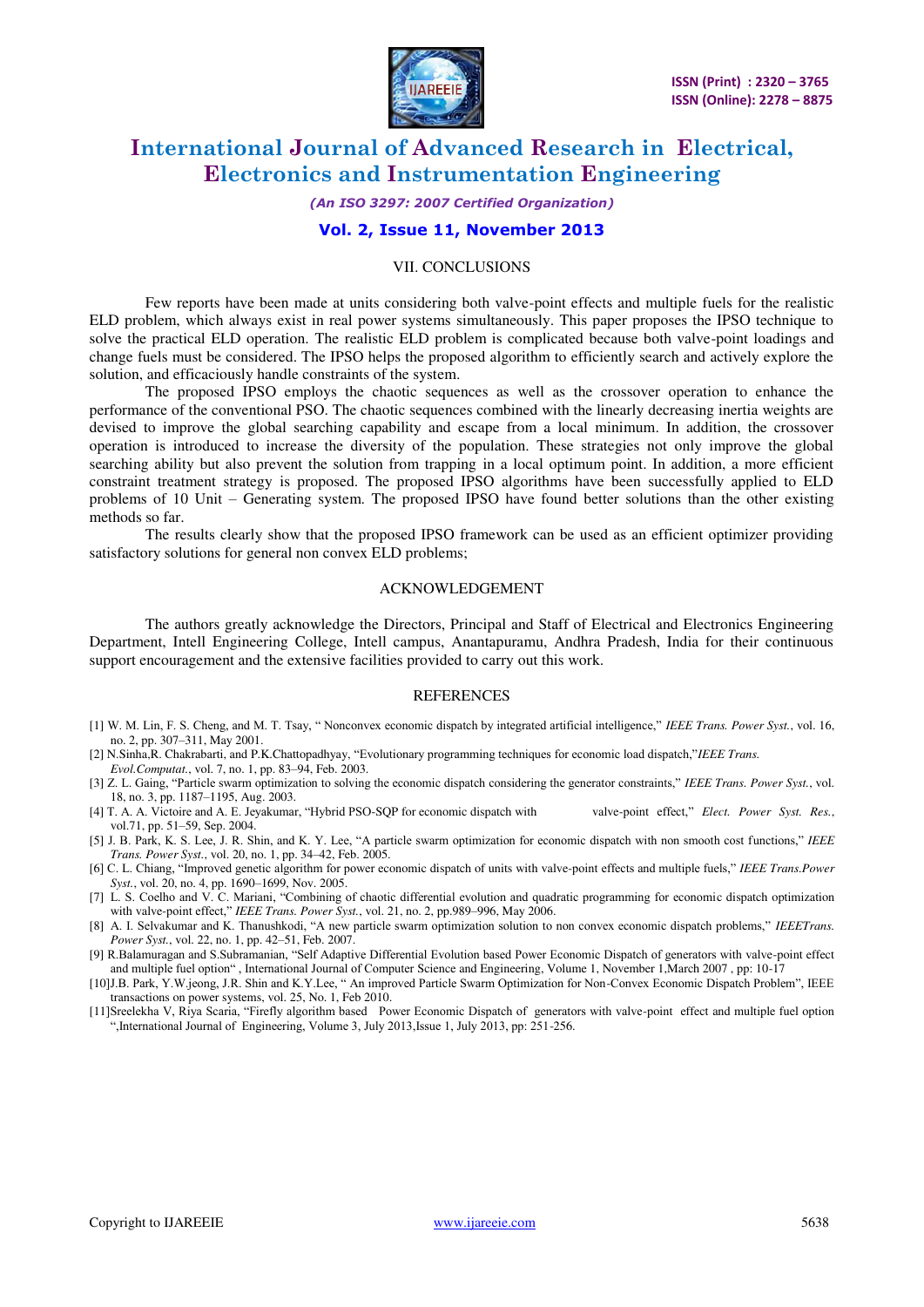## VII. CONCLUSIONS

Few reports have been made at units considering both valve-point effects and multiple fuels for the realistic ELD problem, which always exist in real power systems simultaneously. This paper proposes the IPSO technique to solve the practical ELD operation. The realistic ELD problem is complicated because both valve-point loadings and change fuels must be considered. The IPSO helps the proposed algorithm to efficiently search and actively explore the solution, and efficaciously handle constraints of the system.

The proposed IPSO employs the chaotic sequences as well as the crossover operation to enhance the performance of the conventional PSO. The chaotic sequences combined with the linearly decreasing inertia weights are devised to improve the global searching capability and escape from a local minimum. In addition, the crossover operation is introduced to increase the diversity of the population. These strategies not only improve the global searching ability but also prevent the solution from trapping in a local optimum point. In addition, a more efficient constraint treatment strategy is proposed. The proposed IPSO algorithms have been successfully applied to ELD problems of 10 Unit – Generating system. The proposed IPSO have found better solutions than the other existing methods so far.

The results clearly show that the proposed IPSO framework can be used as an efficient optimizer providing satisfactory solutions for general non convex ELD problems;

## ACKNOWLEDGEMENT

The authors greatly acknowledge the Directors, Principal and Staff of Electrical and Electronics Engineering Department, Intell Engineering College, Intell campus, Anantapuramu, Andhra Pradesh, India for their continuous support encouragement and the extensive facilities provided to carry out this work.

## REFERENCES

[1] W. M. Lin, F. S. Cheng, and M. T. Tsay, " Nonconvex economic dispatch by integrated artificial intelligence," *IEEE Trans. Power Syst.*, vol. 16, no. 2, pp. 307–311, May 2001.

[2] N.Sinha,R. Chakrabarti, and P.K.Chattopadhyay, "Evolutionary programming techniques for economic load dispatch,"*IEEE Trans. Evol.Computat.*, vol. 7, no. 1, pp. 83–94, Feb. 2003.

[3] Z. L. Gaing, "Particle swarm optimization to solving the economic dispatch considering the generator constraints," *IEEE Trans. Power Syst.*, vol. 18, no. 3, pp. 1187–1195, Aug. 2003.

[4] T. A. A. Victoire and A. E. Jeyakumar, "Hybrid PSO-SQP for economic dispatch with valve-point effect," *Elect. Power Syst. Res.*, vol.71, pp. 51–59, Sep. 2004.

[5] J. B. Park, K. S. Lee, J. R. Shin, and K. Y. Lee, "A particle swarm optimization for economic dispatch with non smooth cost functions," *IEEE Trans. Power Syst.*, vol. 20, no. 1, pp. 34–42, Feb. 2005.

[6] C. L. Chiang, "Improved genetic algorithm for power economic dispatch of units with valve-point effects and multiple fuels," *IEEE Trans.Power Syst.*, vol. 20, no. 4, pp. 1690–1699, Nov. 2005.

[7] L. S. Coelho and V. C. Mariani, "Combining of chaotic differential evolution and quadratic programming for economic dispatch optimization with valve-point effect," *IEEE Trans. Power Syst.*, vol. 21, no. 2, pp.989–996, May 2006.

[8] A. I. Selvakumar and K. Thanushkodi, "A new particle swarm optimization solution to non convex economic dispatch problems," *IEEETrans. Power Syst.*, vol. 22, no. 1, pp. 42–51, Feb. 2007.

[9] R.Balamuragan and S.Subramanian, "Self Adaptive Differential Evolution based Power Economic Dispatch of generators with valve-point effect and multiple fuel option" , International Journal of Computer Science and Engineering, Volume 1, November 1,March 2007 , pp: 10-17

[10]J.B. Park, Y.W.jeong, J.R. Shin and K.Y.Lee, " An improved Particle Swarm Optimization for Non-Convex Economic Dispatch Problem", IEEE transactions on power systems, vol. 25, No. 1, Feb 2010.

[11]Sreelekha V, Riya Scaria, "Firefly algorithm based Power Economic Dispatch of generators with valve-point effect and multiple fuel option ",International Journal of Engineering, Volume 3, July 2013,Issue 1, July 2013, pp: 251-256.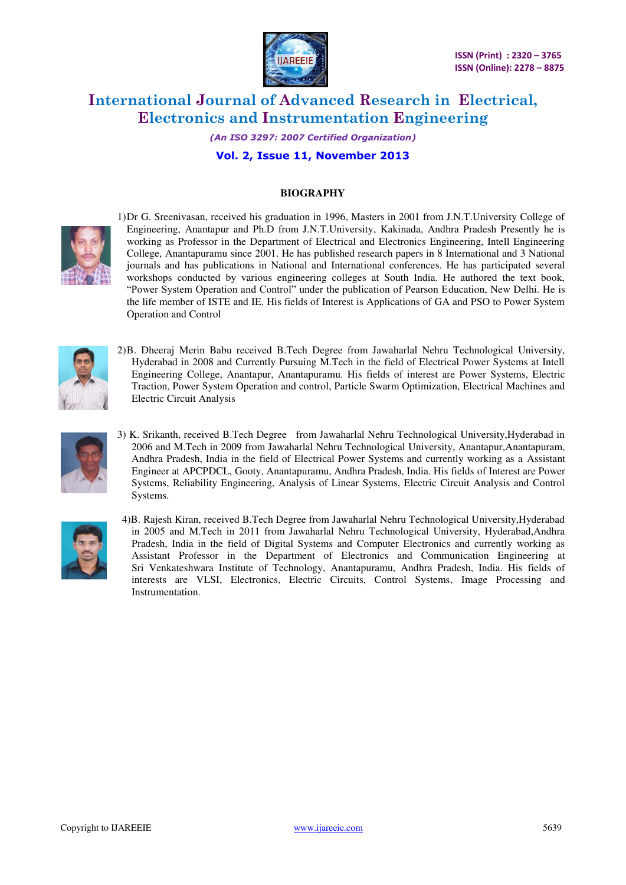## BIOGRAPHY

1)Dr G. Sreenivasan, received his graduation in 1996, Masters in 2001 from J.N.T.University College of Engineering, Anantapur and Ph.D from J.N.T.University, Kakinada, Andhra Pradesh Presently he is working as Professor in the Department of Electrical and Electronics Engineering, Intell Engineering College, Anantapuramu since 2001. He has published research papers in 8 International and 3 National journals and has publications in National and International conferences. He has participated several workshops conducted by various engineering colleges at South India. He authored the text book, "Power System Operation and Control" under the publication of Pearson Education, New Delhi. He is the life member of ISTE and IE. His fields of Interest is Applications of GA and PSO to Power System Operation and Control

2)B. Dheeraj Merin Babu received B.Tech Degree from Jawaharlal Nehru Technological University, Hyderabad in 2008 and Currently Pursuing M.Tech in the field of Electrical Power Systems at Intell Engineering College, Anantapur, Anantapuramu. His fields of interest are Power Systems, Electric Traction, Power System Operation and control, Particle Swarm Optimization, Electrical Machines and Electric Circuit Analysis

3) K. Srikanth, received B.Tech Degree from Jawaharlal Nehru Technological University,Hyderabad in 2006 and M.Tech in 2009 from Jawaharlal Nehru Technological University, Anantapur,Anantapuram, Andhra Pradesh, India in the field of Electrical Power Systems and currently working as a Assistant Engineer at APCPDCL, Gooty, Anantapuramu, Andhra Pradesh, India. His fields of Interest are Power Systems, Reliability Engineering, Analysis of Linear Systems, Electric Circuit Analysis and Control Systems.

4)B. Rajesh Kiran, received B.Tech Degree from Jawaharlal Nehru Technological University,Hyderabad in 2005 and M.Tech in 2011 from Jawaharlal Nehru Technological University, Hyderabad,Andhra Pradesh, India in the field of Digital Systems and Computer Electronics and currently working as Assistant Professor in the Department of Electronics and Communication Engineering at Sri Venkateshwara Institute of Technology, Anantapuramu, Andhra Pradesh, India. His fields of interests are VLSI, Electronics, Electric Circuits, Control Systems, Image Processing and Instrumentation.